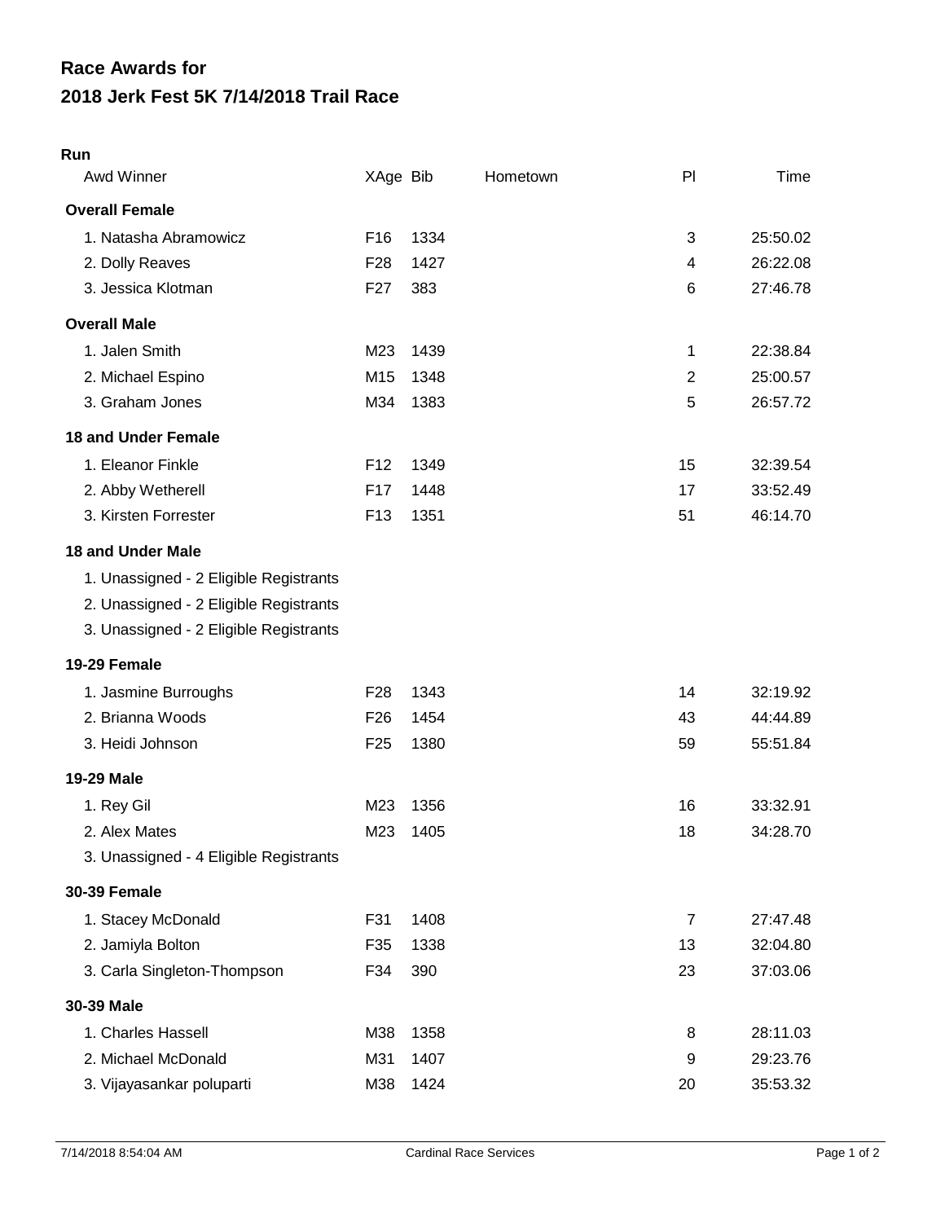# Race Awards for
# 2018 Jerk Fest 5K 7/14/2018 Trail Race

**Run**

| Awd Winner | XAge | Bib | Hometown | Pl | Time |
|---|---|---|---|---|---|
| **Overall Female** | | | | | |
| 1. Natasha Abramowicz | F16 | 1334 | | 3 | 25:50.02 |
| 2. Dolly Reaves | F28 | 1427 | | 4 | 26:22.08 |
| 3. Jessica Klotman | F27 | 383 | | 6 | 27:46.78 |
| **Overall Male** | | | | | |
| 1. Jalen Smith | M23 | 1439 | | 1 | 22:38.84 |
| 2. Michael Espino | M15 | 1348 | | 2 | 25:00.57 |
| 3. Graham Jones | M34 | 1383 | | 5 | 26:57.72 |
| **18 and Under Female** | | | | | |
| 1. Eleanor Finkle | F12 | 1349 | | 15 | 32:39.54 |
| 2. Abby Wetherell | F17 | 1448 | | 17 | 33:52.49 |
| 3. Kirsten Forrester | F13 | 1351 | | 51 | 46:14.70 |
| **18 and Under Male** | | | | | |
| 1. Unassigned - 2 Eligible Registrants | | | | | |
| 2. Unassigned - 2 Eligible Registrants | | | | | |
| 3. Unassigned - 2 Eligible Registrants | | | | | |
| **19-29 Female** | | | | | |
| 1. Jasmine Burroughs | F28 | 1343 | | 14 | 32:19.92 |
| 2. Brianna Woods | F26 | 1454 | | 43 | 44:44.89 |
| 3. Heidi Johnson | F25 | 1380 | | 59 | 55:51.84 |
| **19-29 Male** | | | | | |
| 1. Rey Gil | M23 | 1356 | | 16 | 33:32.91 |
| 2. Alex Mates | M23 | 1405 | | 18 | 34:28.70 |
| 3. Unassigned - 4 Eligible Registrants | | | | | |
| **30-39 Female** | | | | | |
| 1. Stacey McDonald | F31 | 1408 | | 7 | 27:47.48 |
| 2. Jamiyla Bolton | F35 | 1338 | | 13 | 32:04.80 |
| 3. Carla Singleton-Thompson | F34 | 390 | | 23 | 37:03.06 |
| **30-39 Male** | | | | | |
| 1. Charles Hassell | M38 | 1358 | | 8 | 28:11.03 |
| 2. Michael McDonald | M31 | 1407 | | 9 | 29:23.76 |
| 3. Vijayasankar poluparti | M38 | 1424 | | 20 | 35:53.32 |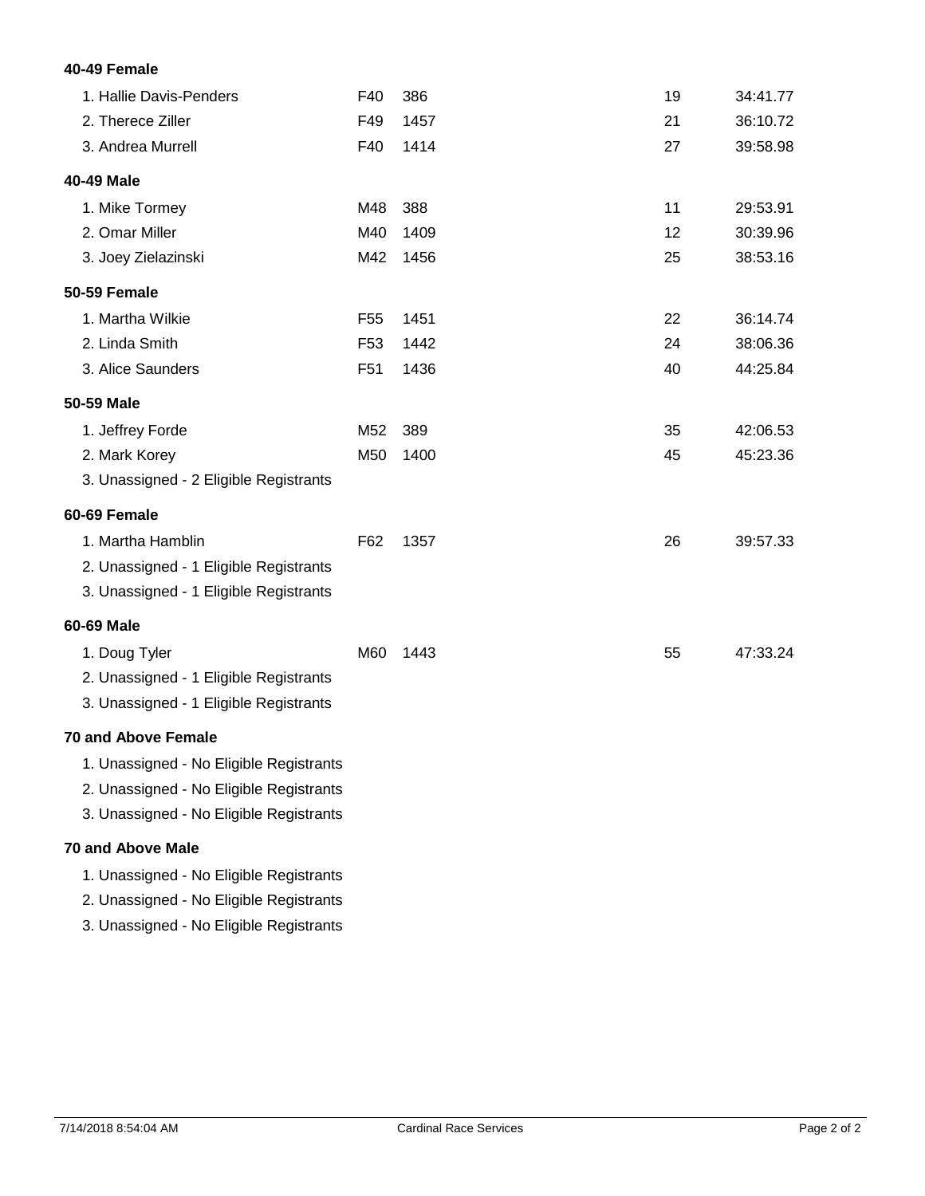**40-49 Female**

| | | | | |
|---|---|---|---|---|
| 1. Hallie Davis-Penders | F40 | 386 | 19 | 34:41.77 |
| 2. Therece Ziller | F49 | 1457 | 21 | 36:10.72 |
| 3. Andrea Murrell | F40 | 1414 | 27 | 39:58.98 |

**40-49 Male**

| | | | | |
|---|---|---|---|---|
| 1. Mike Tormey | M48 | 388 | 11 | 29:53.91 |
| 2. Omar Miller | M40 | 1409 | 12 | 30:39.96 |
| 3. Joey Zielazinski | M42 | 1456 | 25 | 38:53.16 |

**50-59 Female**

| | | | | |
|---|---|---|---|---|
| 1. Martha Wilkie | F55 | 1451 | 22 | 36:14.74 |
| 2. Linda Smith | F53 | 1442 | 24 | 38:06.36 |
| 3. Alice Saunders | F51 | 1436 | 40 | 44:25.84 |

**50-59 Male**

| | | | | |
|---|---|---|---|---|
| 1. Jeffrey Forde | M52 | 389 | 35 | 42:06.53 |
| 2. Mark Korey | M50 | 1400 | 45 | 45:23.36 |
| 3. Unassigned - 2 Eligible Registrants | | | | |

**60-69 Female**

| | | | | |
|---|---|---|---|---|
| 1. Martha Hamblin | F62 | 1357 | 26 | 39:57.33 |
| 2. Unassigned - 1 Eligible Registrants | | | | |
| 3. Unassigned - 1 Eligible Registrants | | | | |

**60-69 Male**

| | | | | |
|---|---|---|---|---|
| 1. Doug Tyler | M60 | 1443 | 55 | 47:33.24 |
| 2. Unassigned - 1 Eligible Registrants | | | | |
| 3. Unassigned - 1 Eligible Registrants | | | | |

**70 and Above Female**

1. Unassigned - No Eligible Registrants
2. Unassigned - No Eligible Registrants
3. Unassigned - No Eligible Registrants

**70 and Above Male**

1. Unassigned - No Eligible Registrants
2. Unassigned - No Eligible Registrants
3. Unassigned - No Eligible Registrants